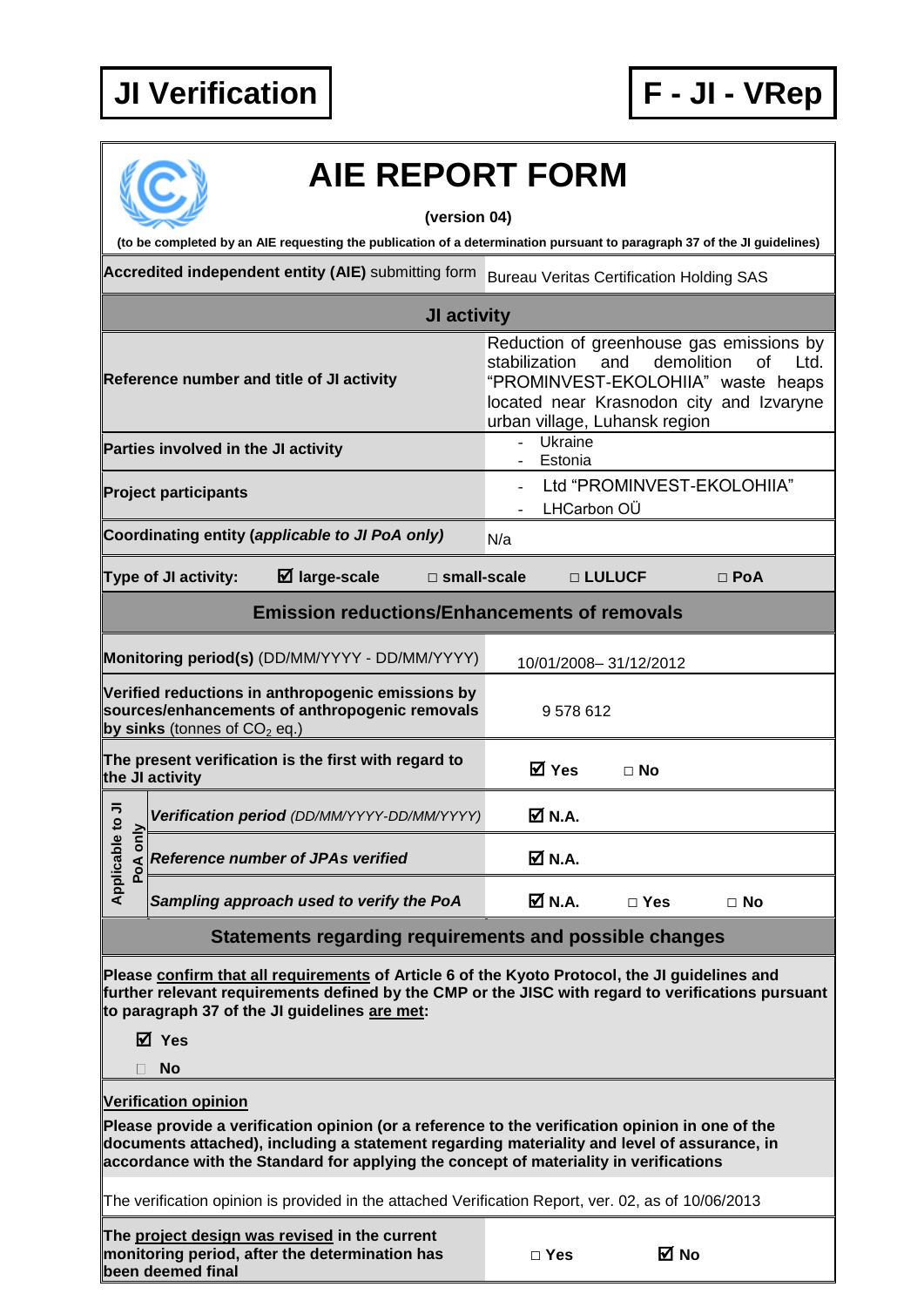**JI Verification** | **F - JI - VRep**

# AIE REPORT FORM

**(version 04)**

**(to be completed by an AIE requesting the publication of a determination pursuant to paragraph 37 of the JI guidelines)**

| **Accredited independent entity (AIE)** submitting form | Bureau Veritas Certification Holding SAS |
|---|---|
| **JI activity** | |
| **Reference number and title of JI activity** | Reduction of greenhouse gas emissions by stabilization and demolition of Ltd. "PROMINVEST-EKOLOHIIA" waste heaps located near Krasnodon city and Izvaryne urban village, Luhansk region |
| **Parties involved in the JI activity** | - Ukraine<br>- Estonia |
| **Project participants** | - Ltd "PROMINVEST-EKOLOHIIA"<br>- LHCarbon OÜ |
| **Coordinating entity (*applicable to JI PoA only*)** | N/a |
| **Type of JI activity:** | ☑ **large-scale** □ **small-scale** □ **LULUCF** □ **PoA** |
| **Emission reductions/Enhancements of removals** | |
| **Monitoring period(s)** (DD/MM/YYYY - DD/MM/YYYY) | 10/01/2008– 31/12/2012 |
| **Verified reductions in anthropogenic emissions by sources/enhancements of anthropogenic removals by sinks** (tonnes of $CO_2$ eq.) | 9 578 612 |
| **The present verification is the first with regard to the JI activity** | ☑ **Yes** □ **No** |
| *Applicable to JI PoA only:* ***Verification period*** *(DD/MM/YYYY-DD/MM/YYYY)* | ☑ **N.A.** |
| *Applicable to JI PoA only:* ***Reference number of JPAs verified*** | ☑ **N.A.** |
| *Applicable to JI PoA only:* ***Sampling approach used to verify the PoA*** | ☑ **N.A.** □ **Yes** □ **No** |

## Statements regarding requirements and possible changes

**Please confirm that all requirements of Article 6 of the Kyoto Protocol, the JI guidelines and further relevant requirements defined by the CMP or the JISC with regard to verifications pursuant to paragraph 37 of the JI guidelines are met:**

☑ **Yes**

□ **No**

**Verification opinion**

**Please provide a verification opinion (or a reference to the verification opinion in one of the documents attached), including a statement regarding materiality and level of assurance, in accordance with the Standard for applying the concept of materiality in verifications**

The verification opinion is provided in the attached Verification Report, ver. 02, as of 10/06/2013

| **The project design was revised in the current monitoring period, after the determination has been deemed final** | □ **Yes** ☑ **No** |
|---|---|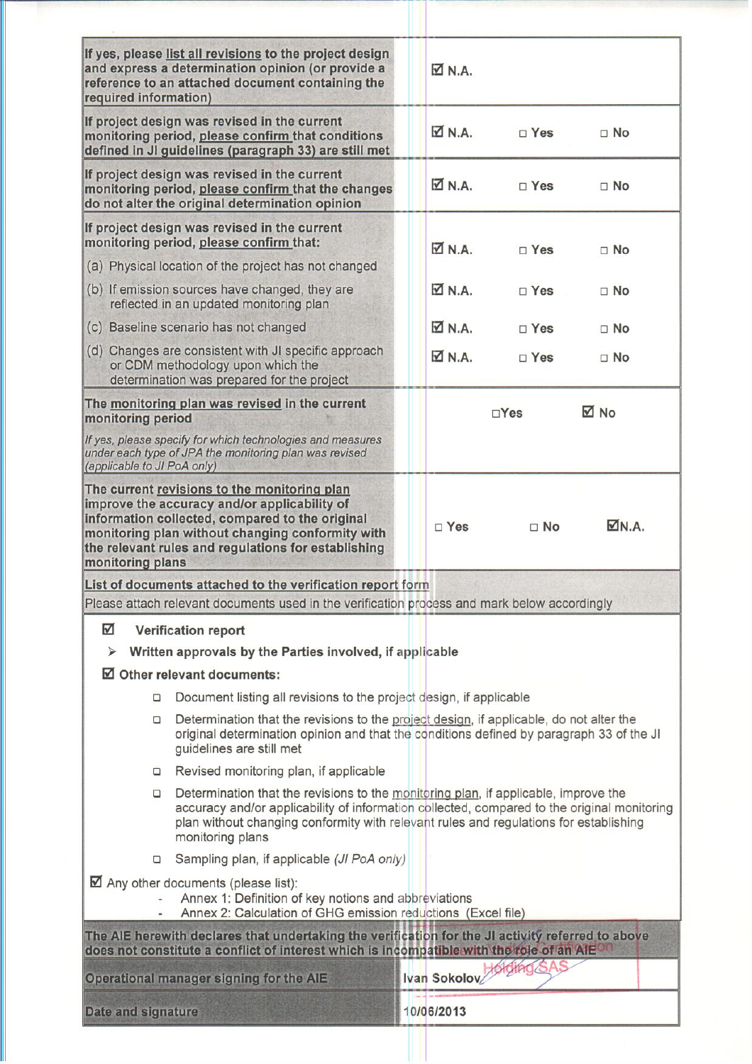| | | | |
|---|---|---|---|
| If yes, please <u>list all revisions</u> to the project design and express a determination opinion (or provide a reference to an attached document containing the required information) | ☑ N.A. | | |
| If project design was revised in the current monitoring period, <u>please confirm</u> that conditions defined in JI guidelines (paragraph 33) are still met | ☑ N.A. | ☐ Yes | ☐ No |
| If project design was revised in the current monitoring period, <u>please confirm</u> that the changes do not alter the original determination opinion | ☑ N.A. | ☐ Yes | ☐ No |
| If project design was revised in the current monitoring period, <u>please confirm</u> that:<br>(a) Physical location of the project has not changed | ☑ N.A. | ☐ Yes | ☐ No |
| (b) If emission sources have changed, they are reflected in an updated monitoring plan | ☑ N.A. | ☐ Yes | ☐ No |
| (c) Baseline scenario has not changed | ☑ N.A. | ☐ Yes | ☐ No |
| (d) Changes are consistent with JI specific approach or CDM methodology upon which the determination was prepared for the project | ☑ N.A. | ☐ Yes | ☐ No |
| The <u>monitoring plan was revised</u> in the current monitoring period<br>*If yes, please specify for which technologies and measures under each type of JPA the monitoring plan was revised (applicable to JI PoA only)* | | ☐Yes | ☑ No |
| The current <u>revisions to the monitoring plan</u> improve the accuracy and/or applicability of information collected, compared to the original monitoring plan without changing conformity with the relevant rules and regulations for establishing monitoring plans | ☐ Yes | ☐ No | ☑N.A. |

**<u>List of documents attached to the verification report form</u>**

Please attach relevant documents used in the verification process and mark below accordingly

☑ **Verification report**

➢ **Written approvals by the Parties involved, if applicable**

☑ **Other relevant documents:**

- ☐ Document listing all revisions to the project design, if applicable
- ☐ Determination that the revisions to the <u>project design</u>, if applicable, do not alter the original determination opinion and that the conditions defined by paragraph 33 of the JI guidelines are still met
- ☐ Revised monitoring plan, if applicable
- ☐ Determination that the revisions to the <u>monitoring plan</u>, if applicable, improve the accuracy and/or applicability of information collected, compared to the original monitoring plan without changing conformity with relevant rules and regulations for establishing monitoring plans
- ☐ Sampling plan, if applicable *(JI PoA only)*

☑ Any other documents (please list):

- Annex 1: Definition of key notions and abbreviations
- Annex 2: Calculation of GHG emission reductions (Excel file)

**The AIE herewith declares that undertaking the verification for the JI activity referred to above does not constitute a conflict of interest which is incompatible with the role of an AIE**

| | |
|---|---|
| **Operational manager signing for the AIE** | **Ivan Sokolov** |
| **Date and signature** | **10/06/2013** |